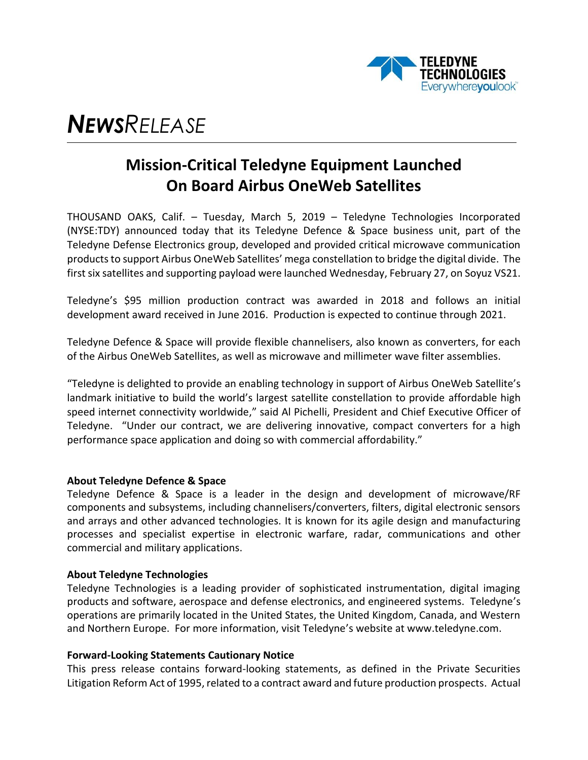# *NewsRelease*

## Mission-Critical Teledyne Equipment Launched On Board Airbus OneWeb Satellites

THOUSAND OAKS, Calif. – Tuesday, March 5, 2019 – Teledyne Technologies Incorporated (NYSE:TDY) announced today that its Teledyne Defence & Space business unit, part of the Teledyne Defense Electronics group, developed and provided critical microwave communication products to support Airbus OneWeb Satellites' mega constellation to bridge the digital divide. The first six satellites and supporting payload were launched Wednesday, February 27, on Soyuz VS21.

Teledyne's $95 million production contract was awarded in 2018 and follows an initial development award received in June 2016. Production is expected to continue through 2021.

Teledyne Defence & Space will provide flexible channelisers, also known as converters, for each of the Airbus OneWeb Satellites, as well as microwave and millimeter wave filter assemblies.

"Teledyne is delighted to provide an enabling technology in support of Airbus OneWeb Satellite's landmark initiative to build the world's largest satellite constellation to provide affordable high speed internet connectivity worldwide," said Al Pichelli, President and Chief Executive Officer of Teledyne. "Under our contract, we are delivering innovative, compact converters for a high performance space application and doing so with commercial affordability."

**About Teledyne Defence & Space**
Teledyne Defence & Space is a leader in the design and development of microwave/RF components and subsystems, including channelisers/converters, filters, digital electronic sensors and arrays and other advanced technologies. It is known for its agile design and manufacturing processes and specialist expertise in electronic warfare, radar, communications and other commercial and military applications.

**About Teledyne Technologies**
Teledyne Technologies is a leading provider of sophisticated instrumentation, digital imaging products and software, aerospace and defense electronics, and engineered systems. Teledyne's operations are primarily located in the United States, the United Kingdom, Canada, and Western and Northern Europe. For more information, visit Teledyne's website at www.teledyne.com.

**Forward-Looking Statements Cautionary Notice**
This press release contains forward-looking statements, as defined in the Private Securities Litigation Reform Act of 1995, related to a contract award and future production prospects. Actual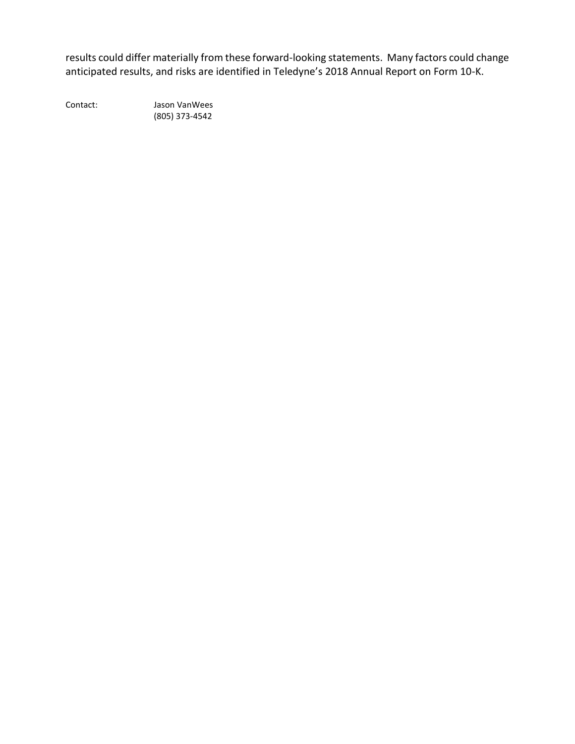results could differ materially from these forward-looking statements. Many factors could change anticipated results, and risks are identified in Teledyne's 2018 Annual Report on Form 10-K.

Contact: Jason VanWees
(805) 373-4542